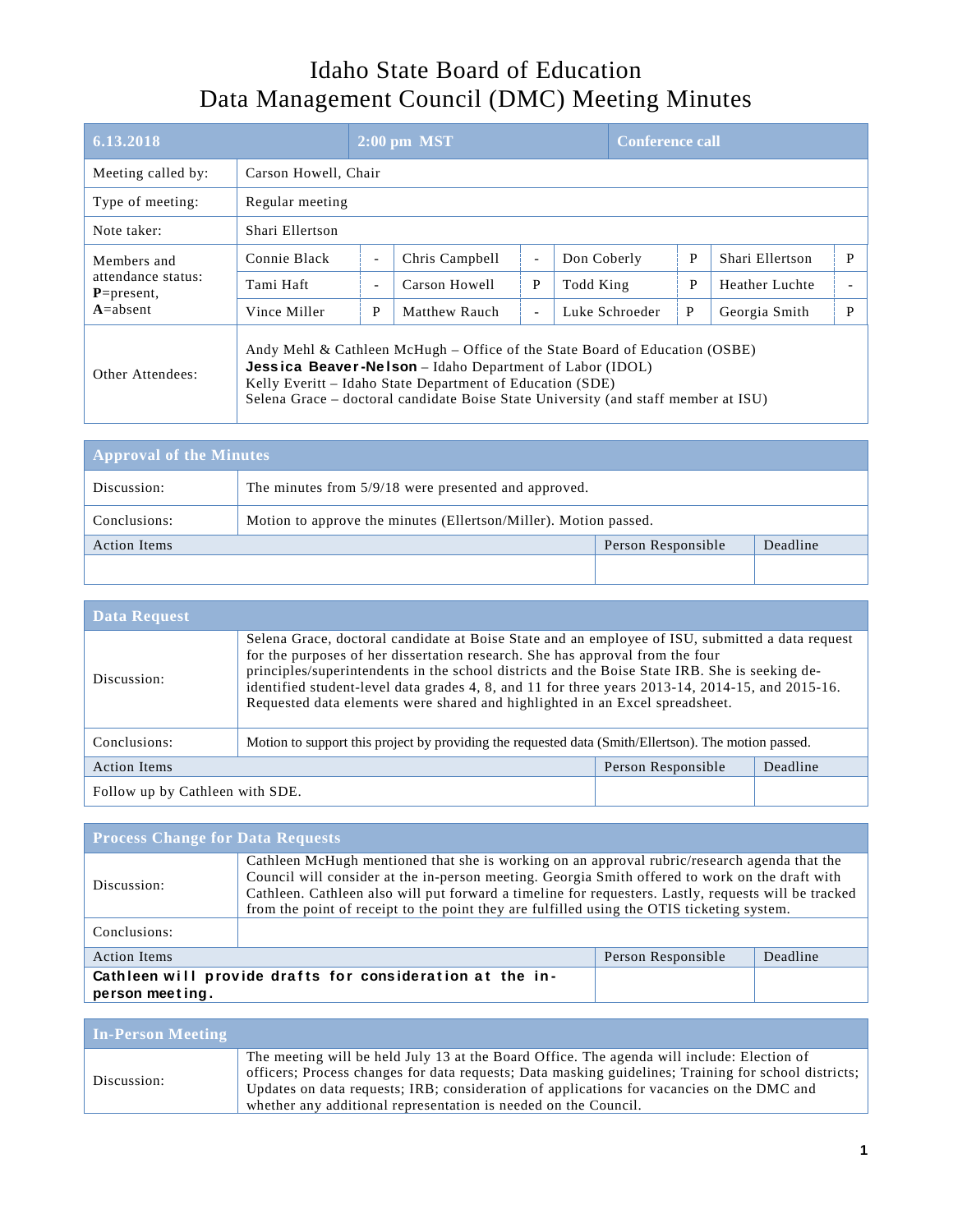# Idaho State Board of Education
# Data Management Council (DMC) Meeting Minutes

| 6.13.2018 | 2:00 pm MST | Conference call |
|---|---|---|

| | |
|---|---|
| Meeting called by: | Carson Howell, Chair |
| Type of meeting: | Regular meeting |
| Note taker: | Shari Ellertson |

**Members and attendance status: P=present, A=absent**

| Member | Status | Member | Status | Member | Status | Member | Status |
|---|---|---|---|---|---|---|---|
| Connie Black | - | Chris Campbell | - | Don Coberly | P | Shari Ellertson | P |
| Tami Haft | - | Carson Howell | P | Todd King | P | Heather Luchte | - |
| Vince Miller | P | Matthew Rauch | - | Luke Schroeder | P | Georgia Smith | P |

**Other Attendees:**

Andy Mehl & Cathleen McHugh – Office of the State Board of Education (OSBE)
**Jessica Beaver-Nelson** – Idaho Department of Labor (IDOL)
Kelly Everitt – Idaho State Department of Education (SDE)
Selena Grace – doctoral candidate Boise State University (and staff member at ISU)

## Approval of the Minutes

| | |
|---|---|
| Discussion: | The minutes from 5/9/18 were presented and approved. |
| Conclusions: | Motion to approve the minutes (Ellertson/Miller). Motion passed. |

| Action Items | Person Responsible | Deadline |
|---|---|---|
| | | |

## Data Request

| | |
|---|---|
| Discussion: | Selena Grace, doctoral candidate at Boise State and an employee of ISU, submitted a data request for the purposes of her dissertation research. She has approval from the four principles/superintendents in the school districts and the Boise State IRB. She is seeking de-identified student-level data grades 4, 8, and 11 for three years 2013-14, 2014-15, and 2015-16. Requested data elements were shared and highlighted in an Excel spreadsheet. |
| Conclusions: | Motion to support this project by providing the requested data (Smith/Ellertson). The motion passed. |

| Action Items | Person Responsible | Deadline |
|---|---|---|
| Follow up by Cathleen with SDE. | | |

## Process Change for Data Requests

| | |
|---|---|
| Discussion: | Cathleen McHugh mentioned that she is working on an approval rubric/research agenda that the Council will consider at the in-person meeting. Georgia Smith offered to work on the draft with Cathleen. Cathleen also will put forward a timeline for requesters. Lastly, requests will be tracked from the point of receipt to the point they are fulfilled using the OTIS ticketing system. |
| Conclusions: | |

| Action Items | Person Responsible | Deadline |
|---|---|---|
| **Cathleen will provide drafts for consideration at the in-person meeting.** | | |

## In-Person Meeting

| | |
|---|---|
| Discussion: | The meeting will be held July 13 at the Board Office. The agenda will include: Election of officers; Process changes for data requests; Data masking guidelines; Training for school districts; Updates on data requests; IRB; consideration of applications for vacancies on the DMC and whether any additional representation is needed on the Council. |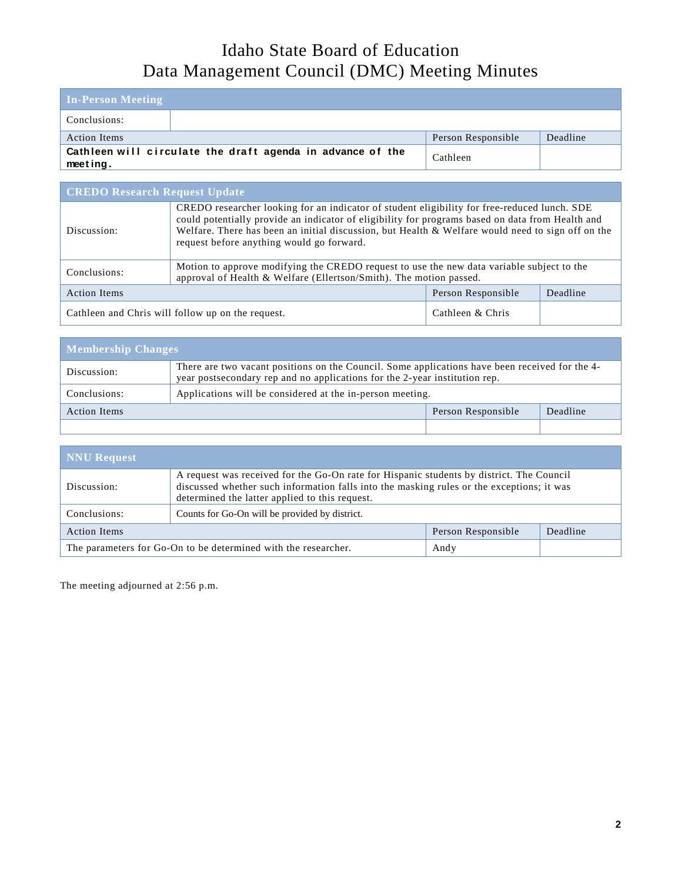# Idaho State Board of Education
# Data Management Council (DMC) Meeting Minutes

| In-Person Meeting | | | |
|---|---|---|---|
| Conclusions: | | | |
| Action Items | | Person Responsible | Deadline |
| **Cathleen will circulate the draft agenda in advance of the meeting.** | | Cathleen | |

| CREDO Research Request Update | | | |
|---|---|---|---|
| Discussion: | CREDO researcher looking for an indicator of student eligibility for free-reduced lunch. SDE could potentially provide an indicator of eligibility for programs based on data from Health and Welfare. There has been an initial discussion, but Health & Welfare would need to sign off on the request before anything would go forward. | | |
| Conclusions: | Motion to approve modifying the CREDO request to use the new data variable subject to the approval of Health & Welfare (Ellertson/Smith). The motion passed. | | |
| Action Items | | Person Responsible | Deadline |
| Cathleen and Chris will follow up on the request. | | Cathleen & Chris | |

| Membership Changes | | | |
|---|---|---|---|
| Discussion: | There are two vacant positions on the Council. Some applications have been received for the 4-year postsecondary rep and no applications for the 2-year institution rep. | | |
| Conclusions: | Applications will be considered at the in-person meeting. | | |
| Action Items | | Person Responsible | Deadline |
| | | | |

| NNU Request | | | |
|---|---|---|---|
| Discussion: | A request was received for the Go-On rate for Hispanic students by district. The Council discussed whether such information falls into the masking rules or the exceptions; it was determined the latter applied to this request. | | |
| Conclusions: | Counts for Go-On will be provided by district. | | |
| Action Items | | Person Responsible | Deadline |
| The parameters for Go-On to be determined with the researcher. | | Andy | |

The meeting adjourned at 2:56 p.m.